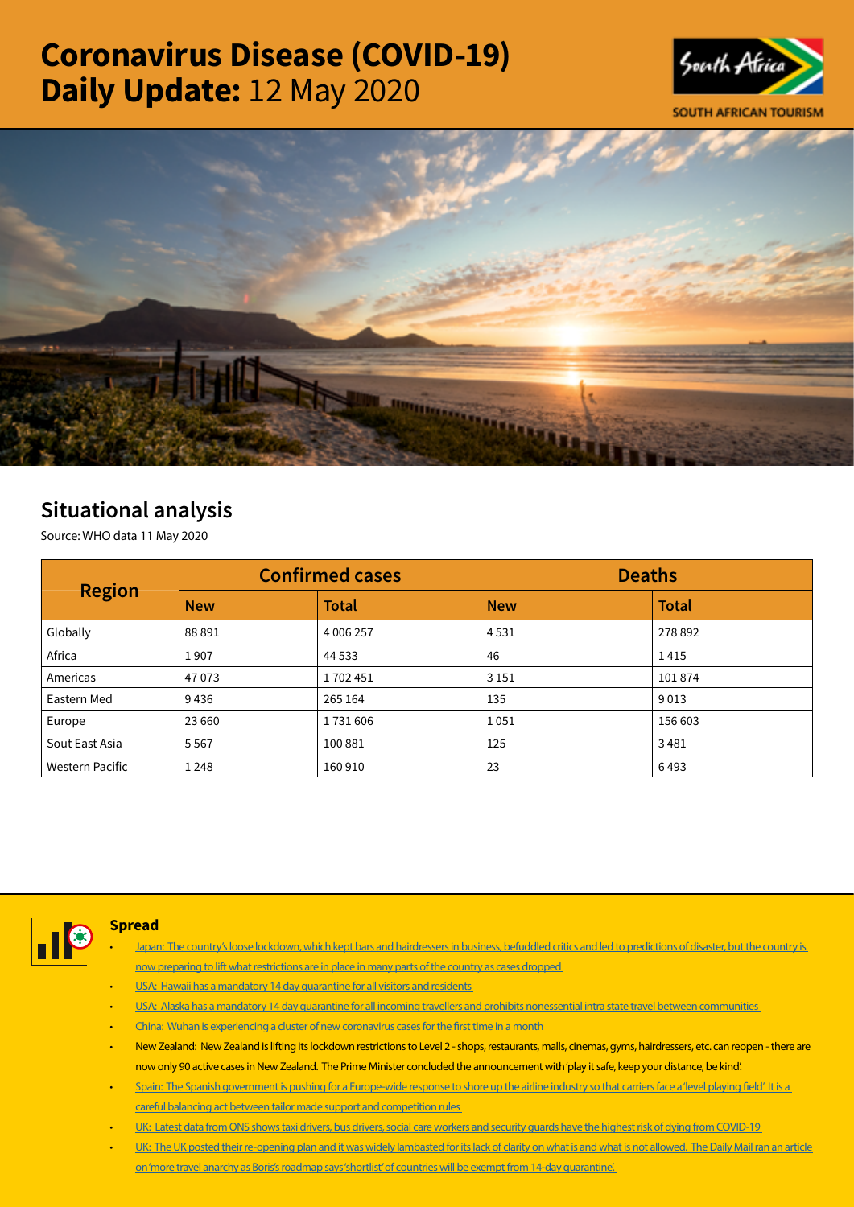# Coronavirus Disease (COVID-19) Daily Update: 12 May 2020

SOUTH AFRICAN TOURISM

## Situational analysis

Source: WHO data 11 May 2020

| Region | Confirmed cases | | Deaths | |
|---|---|---|---|---|
| | New | Total | New | Total |
| Globally | 88 891 | 4 006 257 | 4 531 | 278 892 |
| Africa | 1 907 | 44 533 | 46 | 1 415 |
| Americas | 47 073 | 1 702 451 | 3 151 | 101 874 |
| Eastern Med | 9 436 | 265 164 | 135 | 9 013 |
| Europe | 23 660 | 1 731 606 | 1 051 | 156 603 |
| Sout East Asia | 5 567 | 100 881 | 125 | 3 481 |
| Western Pacific | 1 248 | 160 910 | 23 | 6 493 |

### Spread

- Japan: The country's loose lockdown, which kept bars and hairdressers in business, befuddled critics and led to predictions of disaster, but the country is now preparing to lift what restrictions are in place in many parts of the country as cases dropped
- USA: Hawaii has a mandatory 14 day quarantine for all visitors and residents
- USA: Alaska has a mandatory 14 day quarantine for all incoming travellers and prohibits nonessential intra state travel between communities
- China: Wuhan is experiencing a cluster of new coronavirus cases for the first time in a month
- New Zealand: New Zealand is lifting its lockdown restrictions to Level 2 - shops, restaurants, malls, cinemas, gyms, hairdressers, etc. can reopen - there are now only 90 active cases in New Zealand. The Prime Minister concluded the announcement with 'play it safe, keep your distance, be kind'.
- Spain: The Spanish government is pushing for a Europe-wide response to shore up the airline industry so that carriers face a 'level playing field' It is a careful balancing act between tailor made support and competition rules
- UK: Latest data from ONS shows taxi drivers, bus drivers, social care workers and security guards have the highest risk of dying from COVID-19
- UK: The UK posted their re-opening plan and it was widely lambasted for its lack of clarity on what is and what is not allowed. The Daily Mail ran an article on 'more travel anarchy as Boris's roadmap says 'shortlist' of countries will be exempt from 14-day quarantine'.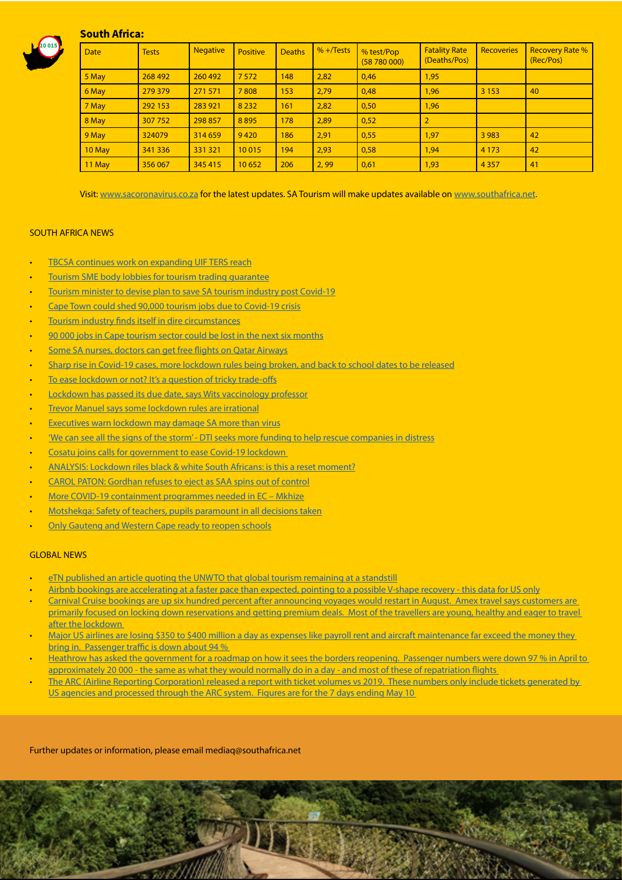## South Africa:

| Date | Tests | Negative | Positive | Deaths | % +/Tests | % test/Pop (58 780 000) | Fatality Rate (Deaths/Pos) | Recoveries | Recovery Rate % (Rec/Pos) |
|---|---|---|---|---|---|---|---|---|---|
| 5 May | 268 492 | 260 492 | 7 572 | 148 | 2,82 | 0,46 | 1,95 | | |
| 6 May | 279 379 | 271 571 | 7 808 | 153 | 2,79 | 0,48 | 1,96 | 3 153 | 40 |
| 7 May | 292 153 | 283 921 | 8 232 | 161 | 2,82 | 0,50 | 1,96 | | |
| 8 May | 307 752 | 298 857 | 8 895 | 178 | 2,89 | 0,52 | 2 | | |
| 9 May | 324079 | 314 659 | 9 420 | 186 | 2,91 | 0,55 | 1,97 | 3 983 | 42 |
| 10 May | 341 336 | 331 321 | 10 015 | 194 | 2,93 | 0,58 | 1,94 | 4 173 | 42 |
| 11 May | 356 067 | 345 415 | 10 652 | 206 | 2, 99 | 0,61 | 1,93 | 4 357 | 41 |

Visit: www.sacoronavirus.co.za for the latest updates. SA Tourism will make updates available on www.southafrica.net.

SOUTH AFRICA NEWS

- TBCSA continues work on expanding UIF TERS reach
- Tourism SME body lobbies for tourism trading guarantee
- Tourism minister to devise plan to save SA tourism industry post Covid-19
- Cape Town could shed 90,000 tourism jobs due to Covid-19 crisis
- Tourism industry finds itself in dire circumstances
- 90 000 jobs in Cape tourism sector could be lost in the next six months
- Some SA nurses, doctors can get free flights on Qatar Airways
- Sharp rise in Covid-19 cases, more lockdown rules being broken, and back to school dates to be released
- To ease lockdown or not? It's a question of tricky trade-offs
- Lockdown has passed its due date, says Wits vaccinology professor
- Trevor Manuel says some lockdown rules are irrational
- Executives warn lockdown may damage SA more than virus
- 'We can see all the signs of the storm' - DTI seeks more funding to help rescue companies in distress
- Cosatu joins calls for government to ease Covid-19 lockdown
- ANALYSIS: Lockdown riles black & white South Africans: is this a reset moment?
- CAROL PATON: Gordhan refuses to eject as SAA spins out of control
- More COVID-19 containment programmes needed in EC – Mkhize
- Motshekga: Safety of teachers, pupils paramount in all decisions taken
- Only Gauteng and Western Cape ready to reopen schools

GLOBAL NEWS

- eTN published an article quoting the UNWTO that global tourism remaining at a standstill
- Airbnb bookings are accelerating at a faster pace than expected, pointing to a possible V-shape recovery - this data for US only
- Carnival Cruise bookings are up six hundred percent after announcing voyages would restart in August. Amex travel says customers are primarily focused on locking down reservations and getting premium deals. Most of the travellers are young, healthy and eager to travel after the lockdown
- Major US airlines are losing $350 to $400 million a day as expenses like payroll rent and aircraft maintenance far exceed the money they bring in. Passenger traffic is down about 94 %
- Heathrow has asked the government for a roadmap on how it sees the borders reopening. Passenger numbers were down 97 % in April to approximately 20 000 - the same as what they would normally do in a day - and most of these of repatriation flights
- The ARC (Airline Reporting Corporation) released a report with ticket volumes vs 2019. These numbers only include tickets generated by US agencies and processed through the ARC system. Figures are for the 7 days ending May 10

Further updates or information, please email mediaq@southafrica.net